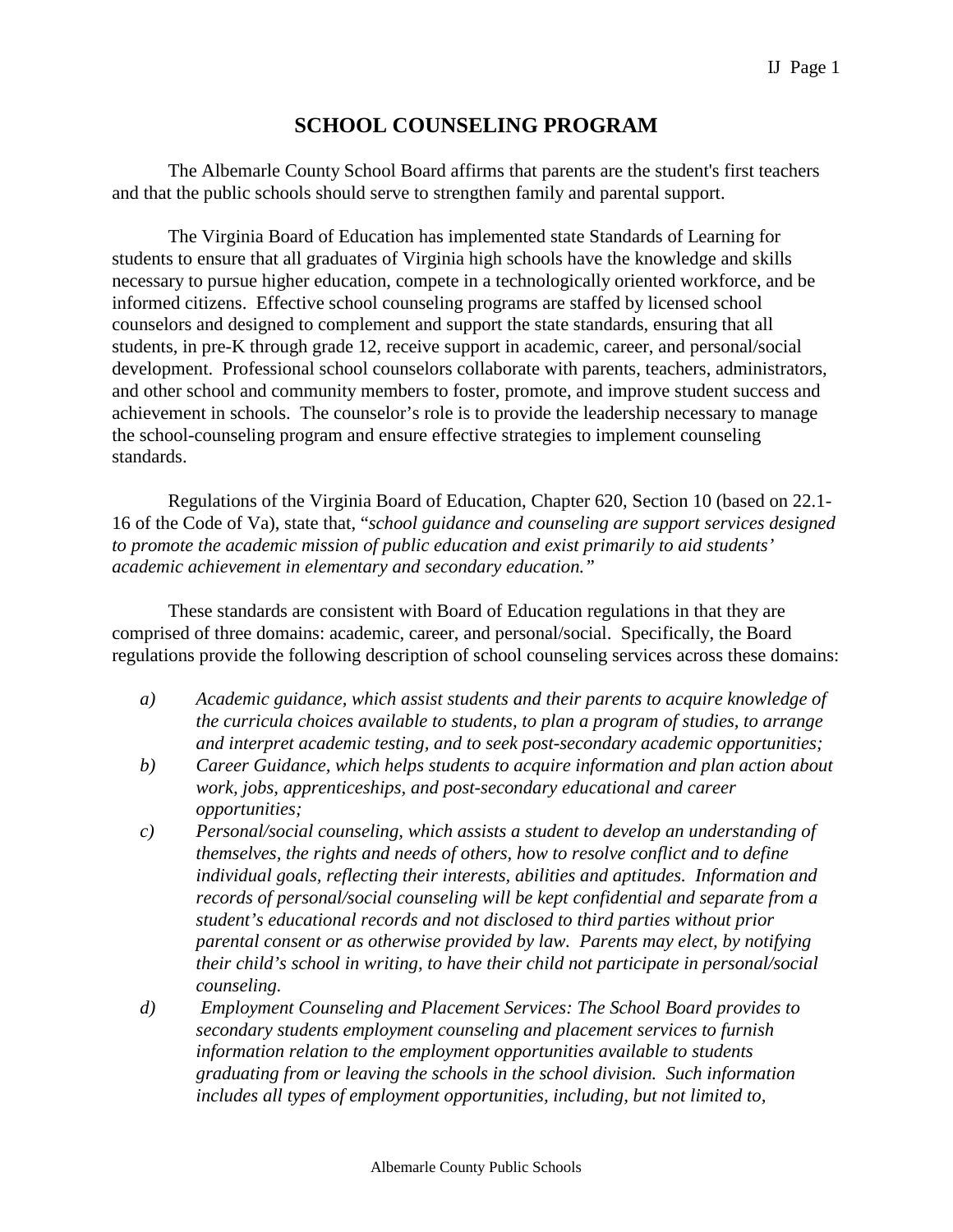# SCHOOL COUNSELING PROGRAM

The Albemarle County School Board affirms that parents are the student's first teachers and that the public schools should serve to strengthen family and parental support.

The Virginia Board of Education has implemented state Standards of Learning for students to ensure that all graduates of Virginia high schools have the knowledge and skills necessary to pursue higher education, compete in a technologically oriented workforce, and be informed citizens. Effective school counseling programs are staffed by licensed school counselors and designed to complement and support the state standards, ensuring that all students, in pre-K through grade 12, receive support in academic, career, and personal/social development. Professional school counselors collaborate with parents, teachers, administrators, and other school and community members to foster, promote, and improve student success and achievement in schools. The counselor's role is to provide the leadership necessary to manage the school-counseling program and ensure effective strategies to implement counseling standards.

Regulations of the Virginia Board of Education, Chapter 620, Section 10 (based on 22.1-16 of the Code of Va), state that, "*school guidance and counseling are support services designed to promote the academic mission of public education and exist primarily to aid students' academic achievement in elementary and secondary education.*"

These standards are consistent with Board of Education regulations in that they are comprised of three domains: academic, career, and personal/social. Specifically, the Board regulations provide the following description of school counseling services across these domains:

*a)* *Academic guidance, which assist students and their parents to acquire knowledge of the curricula choices available to students, to plan a program of studies, to arrange and interpret academic testing, and to seek post-secondary academic opportunities;*

*b)* *Career Guidance, which helps students to acquire information and plan action about work, jobs, apprenticeships, and post-secondary educational and career opportunities;*

*c)* *Personal/social counseling, which assists a student to develop an understanding of themselves, the rights and needs of others, how to resolve conflict and to define individual goals, reflecting their interests, abilities and aptitudes. Information and records of personal/social counseling will be kept confidential and separate from a student's educational records and not disclosed to third parties without prior parental consent or as otherwise provided by law. Parents may elect, by notifying their child's school in writing, to have their child not participate in personal/social counseling.*

*d)* *Employment Counseling and Placement Services: The School Board provides to secondary students employment counseling and placement services to furnish information relation to the employment opportunities available to students graduating from or leaving the schools in the school division. Such information includes all types of employment opportunities, including, but not limited to,*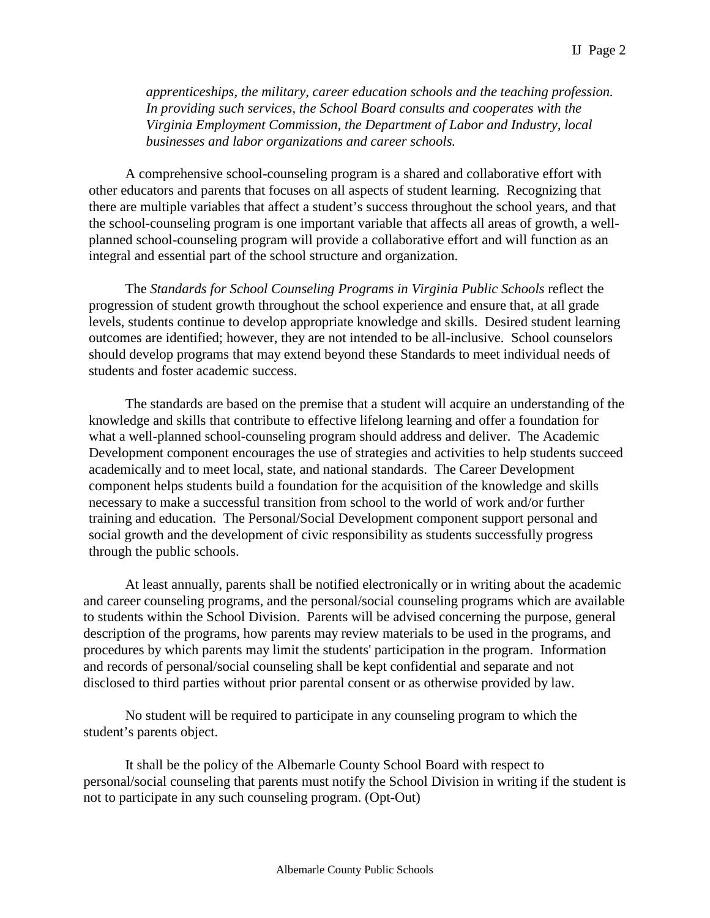*apprenticeships, the military, career education schools and the teaching profession. In providing such services, the School Board consults and cooperates with the Virginia Employment Commission, the Department of Labor and Industry, local businesses and labor organizations and career schools.*

A comprehensive school-counseling program is a shared and collaborative effort with other educators and parents that focuses on all aspects of student learning. Recognizing that there are multiple variables that affect a student's success throughout the school years, and that the school-counseling program is one important variable that affects all areas of growth, a well-planned school-counseling program will provide a collaborative effort and will function as an integral and essential part of the school structure and organization.

The *Standards for School Counseling Programs in Virginia Public Schools* reflect the progression of student growth throughout the school experience and ensure that, at all grade levels, students continue to develop appropriate knowledge and skills. Desired student learning outcomes are identified; however, they are not intended to be all-inclusive. School counselors should develop programs that may extend beyond these Standards to meet individual needs of students and foster academic success.

The standards are based on the premise that a student will acquire an understanding of the knowledge and skills that contribute to effective lifelong learning and offer a foundation for what a well-planned school-counseling program should address and deliver. The Academic Development component encourages the use of strategies and activities to help students succeed academically and to meet local, state, and national standards. The Career Development component helps students build a foundation for the acquisition of the knowledge and skills necessary to make a successful transition from school to the world of work and/or further training and education. The Personal/Social Development component support personal and social growth and the development of civic responsibility as students successfully progress through the public schools.

At least annually, parents shall be notified electronically or in writing about the academic and career counseling programs, and the personal/social counseling programs which are available to students within the School Division. Parents will be advised concerning the purpose, general description of the programs, how parents may review materials to be used in the programs, and procedures by which parents may limit the students' participation in the program. Information and records of personal/social counseling shall be kept confidential and separate and not disclosed to third parties without prior parental consent or as otherwise provided by law.

No student will be required to participate in any counseling program to which the student's parents object.

It shall be the policy of the Albemarle County School Board with respect to personal/social counseling that parents must notify the School Division in writing if the student is not to participate in any such counseling program. (Opt-Out)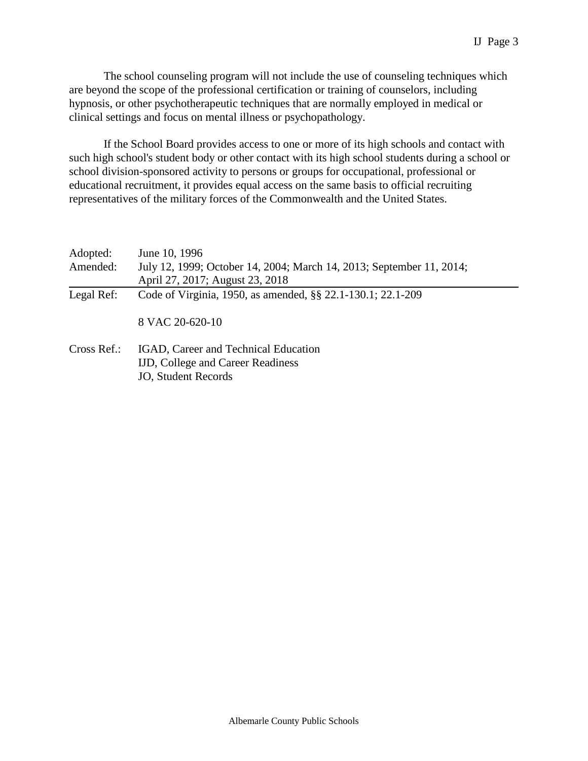The school counseling program will not include the use of counseling techniques which are beyond the scope of the professional certification or training of counselors, including hypnosis, or other psychotherapeutic techniques that are normally employed in medical or clinical settings and focus on mental illness or psychopathology.

If the School Board provides access to one or more of its high schools and contact with such high school's student body or other contact with its high school students during a school or school division-sponsored activity to persons or groups for occupational, professional or educational recruitment, it provides equal access on the same basis to official recruiting representatives of the military forces of the Commonwealth and the United States.

Adopted: June 10, 1996
Amended: July 12, 1999; October 14, 2004; March 14, 2013; September 11, 2014; April 27, 2017; August 23, 2018

---

Legal Ref: Code of Virginia, 1950, as amended, §§ 22.1-130.1; 22.1-209

8 VAC 20-620-10

Cross Ref.: IGAD, Career and Technical Education
IJD, College and Career Readiness
JO, Student Records